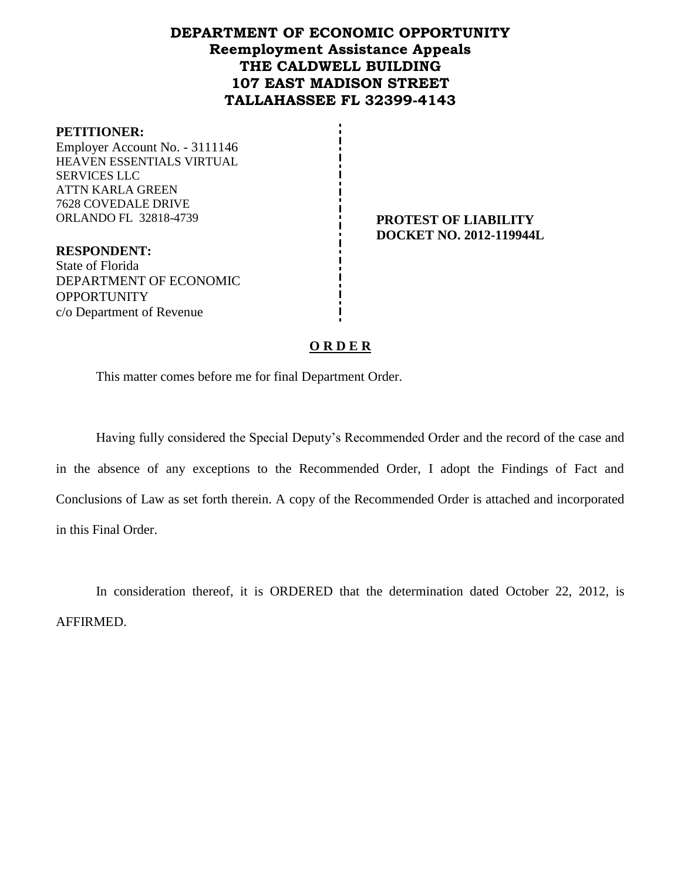# DEPARTMENT OF ECONOMIC OPPORTUNITY
## Reemployment Assistance Appeals
## THE CALDWELL BUILDING
## 107 EAST MADISON STREET
## TALLAHASSEE FL 32399-4143

**PETITIONER:**
Employer Account No. - 3111146
HEAVEN ESSENTIALS VIRTUAL SERVICES LLC
ATTN KARLA GREEN
7628 COVEDALE DRIVE
ORLANDO FL 32818-4739

**RESPONDENT:**
State of Florida
DEPARTMENT OF ECONOMIC OPPORTUNITY
c/o Department of Revenue

**PROTEST OF LIABILITY**
**DOCKET NO. 2012-119944L**

**O R D E R**

This matter comes before me for final Department Order.

Having fully considered the Special Deputy's Recommended Order and the record of the case and in the absence of any exceptions to the Recommended Order, I adopt the Findings of Fact and Conclusions of Law as set forth therein. A copy of the Recommended Order is attached and incorporated in this Final Order.

In consideration thereof, it is ORDERED that the determination dated October 22, 2012, is AFFIRMED.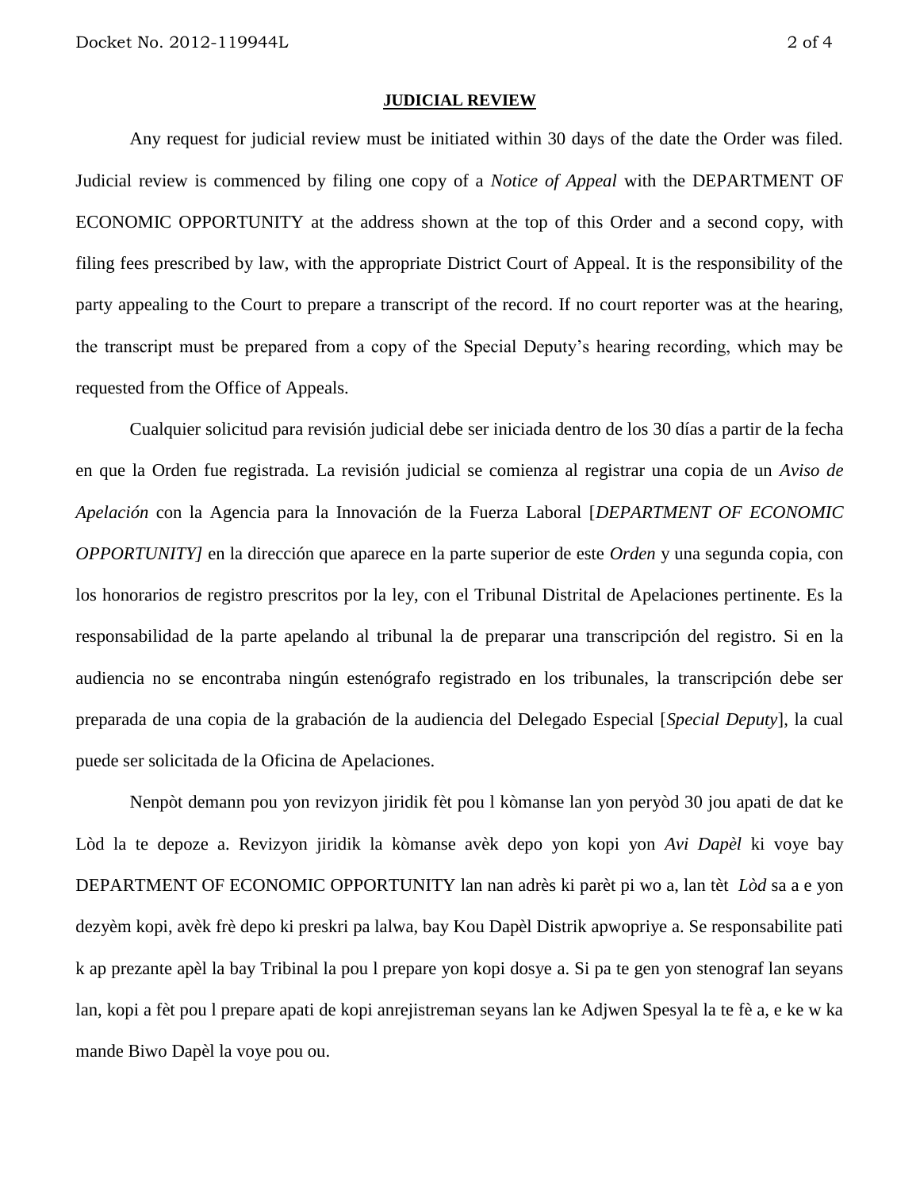**JUDICIAL REVIEW**

Any request for judicial review must be initiated within 30 days of the date the Order was filed. Judicial review is commenced by filing one copy of a *Notice of Appeal* with the DEPARTMENT OF ECONOMIC OPPORTUNITY at the address shown at the top of this Order and a second copy, with filing fees prescribed by law, with the appropriate District Court of Appeal. It is the responsibility of the party appealing to the Court to prepare a transcript of the record. If no court reporter was at the hearing, the transcript must be prepared from a copy of the Special Deputy's hearing recording, which may be requested from the Office of Appeals.

Cualquier solicitud para revisión judicial debe ser iniciada dentro de los 30 días a partir de la fecha en que la Orden fue registrada. La revisión judicial se comienza al registrar una copia de un *Aviso de Apelación* con la Agencia para la Innovación de la Fuerza Laboral [*DEPARTMENT OF ECONOMIC OPPORTUNITY]* en la dirección que aparece en la parte superior de este *Orden* y una segunda copia, con los honorarios de registro prescritos por la ley, con el Tribunal Distrital de Apelaciones pertinente. Es la responsabilidad de la parte apelando al tribunal la de preparar una transcripción del registro. Si en la audiencia no se encontraba ningún estenógrafo registrado en los tribunales, la transcripción debe ser preparada de una copia de la grabación de la audiencia del Delegado Especial [*Special Deputy*], la cual puede ser solicitada de la Oficina de Apelaciones.

Nenpòt demann pou yon revizyon jiridik fèt pou l kòmanse lan yon peryòd 30 jou apati de dat ke Lòd la te depoze a. Revizyon jiridik la kòmanse avèk depo yon kopi yon *Avi Dapèl* ki voye bay DEPARTMENT OF ECONOMIC OPPORTUNITY lan nan adrès ki parèt pi wo a, lan tèt *Lòd* sa a e yon dezyèm kopi, avèk frè depo ki preskri pa lalwa, bay Kou Dapèl Distrik apwopriye a. Se responsabilite pati k ap prezante apèl la bay Tribinal la pou l prepare yon kopi dosye a. Si pa te gen yon stenograf lan seyans lan, kopi a fèt pou l prepare apati de kopi anrejistreman seyans lan ke Adjwen Spesyal la te fè a, e ke w ka mande Biwo Dapèl la voye pou ou.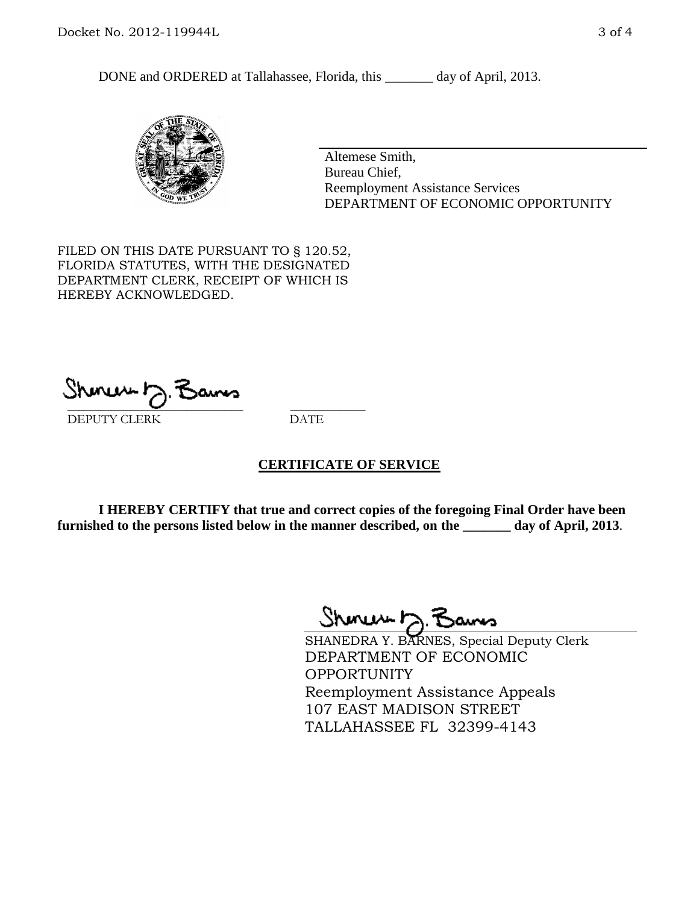DONE and ORDERED at Tallahassee, Florida, this _______ day of April, 2013.

Altemese Smith,
Bureau Chief,
Reemployment Assistance Services
DEPARTMENT OF ECONOMIC OPPORTUNITY

FILED ON THIS DATE PURSUANT TO § 120.52, FLORIDA STATUTES, WITH THE DESIGNATED DEPARTMENT CLERK, RECEIPT OF WHICH IS HEREBY ACKNOWLEDGED.

___________________________ ___________
DEPUTY CLERK DATE

## CERTIFICATE OF SERVICE

**I HEREBY CERTIFY that true and correct copies of the foregoing Final Order have been furnished to the persons listed below in the manner described, on the _______ day of April, 2013**.

SHANEDRA Y. BARNES, Special Deputy Clerk
DEPARTMENT OF ECONOMIC OPPORTUNITY
Reemployment Assistance Appeals
107 EAST MADISON STREET
TALLAHASSEE FL 32399-4143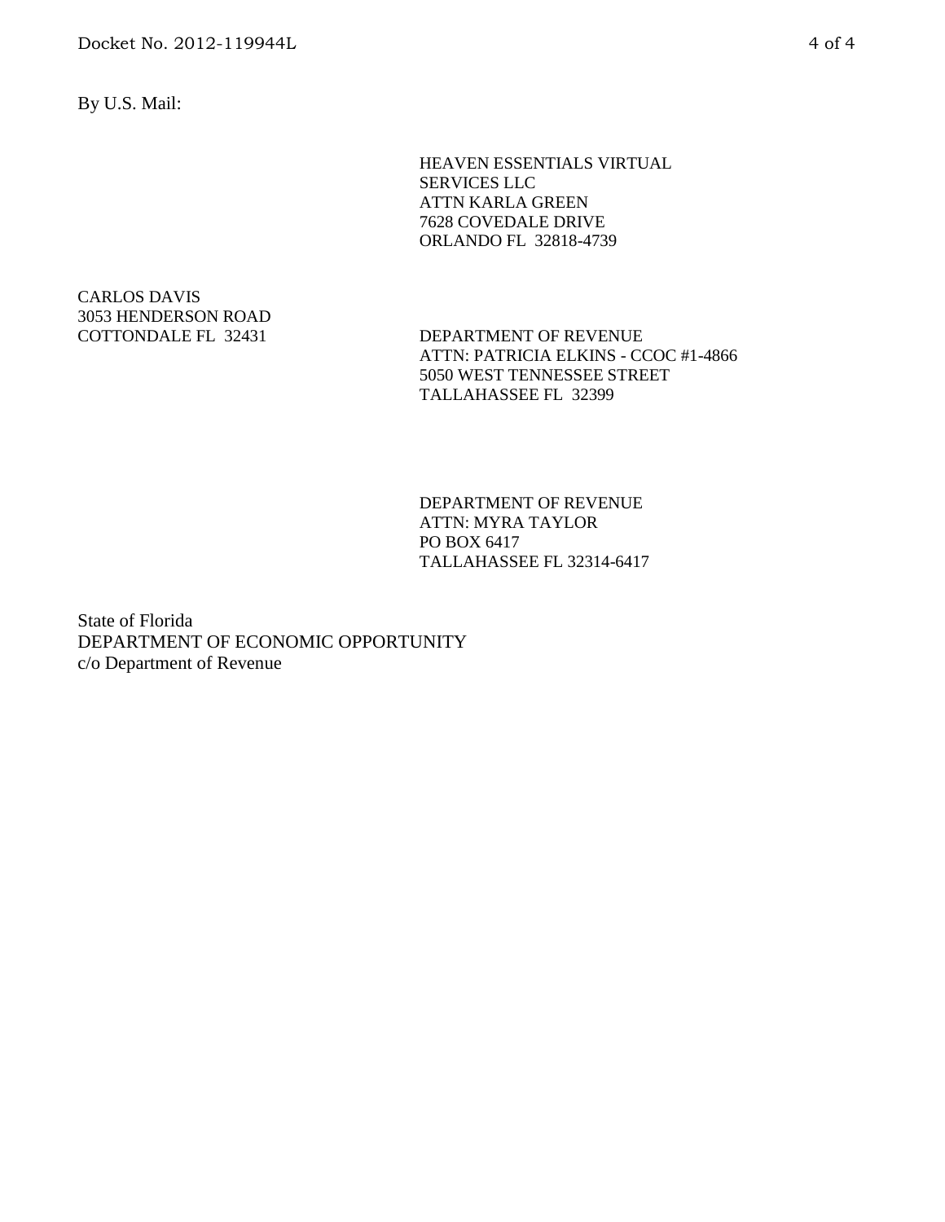By U.S. Mail:

HEAVEN ESSENTIALS VIRTUAL
SERVICES LLC
ATTN KARLA GREEN
7628 COVEDALE DRIVE
ORLANDO FL 32818-4739

CARLOS DAVIS
3053 HENDERSON ROAD
COTTONDALE FL 32431

DEPARTMENT OF REVENUE
ATTN: PATRICIA ELKINS - CCOC #1-4866
5050 WEST TENNESSEE STREET
TALLAHASSEE FL 32399

DEPARTMENT OF REVENUE
ATTN: MYRA TAYLOR
PO BOX 6417
TALLAHASSEE FL 32314-6417

State of Florida
DEPARTMENT OF ECONOMIC OPPORTUNITY
c/o Department of Revenue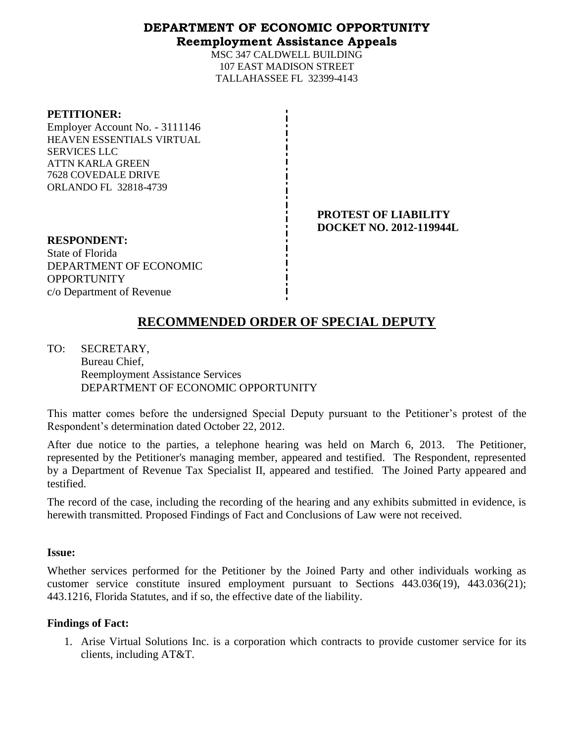**DEPARTMENT OF ECONOMIC OPPORTUNITY**
**Reemployment Assistance Appeals**

MSC 347 CALDWELL BUILDING
107 EAST MADISON STREET
TALLAHASSEE FL 32399-4143

**PETITIONER:**
Employer Account No. - 3111146
HEAVEN ESSENTIALS VIRTUAL SERVICES LLC
ATTN KARLA GREEN
7628 COVEDALE DRIVE
ORLANDO FL 32818-4739

**PROTEST OF LIABILITY**
**DOCKET NO. 2012-119944L**

**RESPONDENT:**
State of Florida
DEPARTMENT OF ECONOMIC OPPORTUNITY
c/o Department of Revenue

## RECOMMENDED ORDER OF SPECIAL DEPUTY

TO: SECRETARY,
Bureau Chief,
Reemployment Assistance Services
DEPARTMENT OF ECONOMIC OPPORTUNITY

This matter comes before the undersigned Special Deputy pursuant to the Petitioner's protest of the Respondent's determination dated October 22, 2012.

After due notice to the parties, a telephone hearing was held on March 6, 2013. The Petitioner, represented by the Petitioner's managing member, appeared and testified. The Respondent, represented by a Department of Revenue Tax Specialist II, appeared and testified. The Joined Party appeared and testified.

The record of the case, including the recording of the hearing and any exhibits submitted in evidence, is herewith transmitted. Proposed Findings of Fact and Conclusions of Law were not received.

### Issue:

Whether services performed for the Petitioner by the Joined Party and other individuals working as customer service constitute insured employment pursuant to Sections 443.036(19), 443.036(21); 443.1216, Florida Statutes, and if so, the effective date of the liability.

### Findings of Fact:

1. Arise Virtual Solutions Inc. is a corporation which contracts to provide customer service for its clients, including AT&T.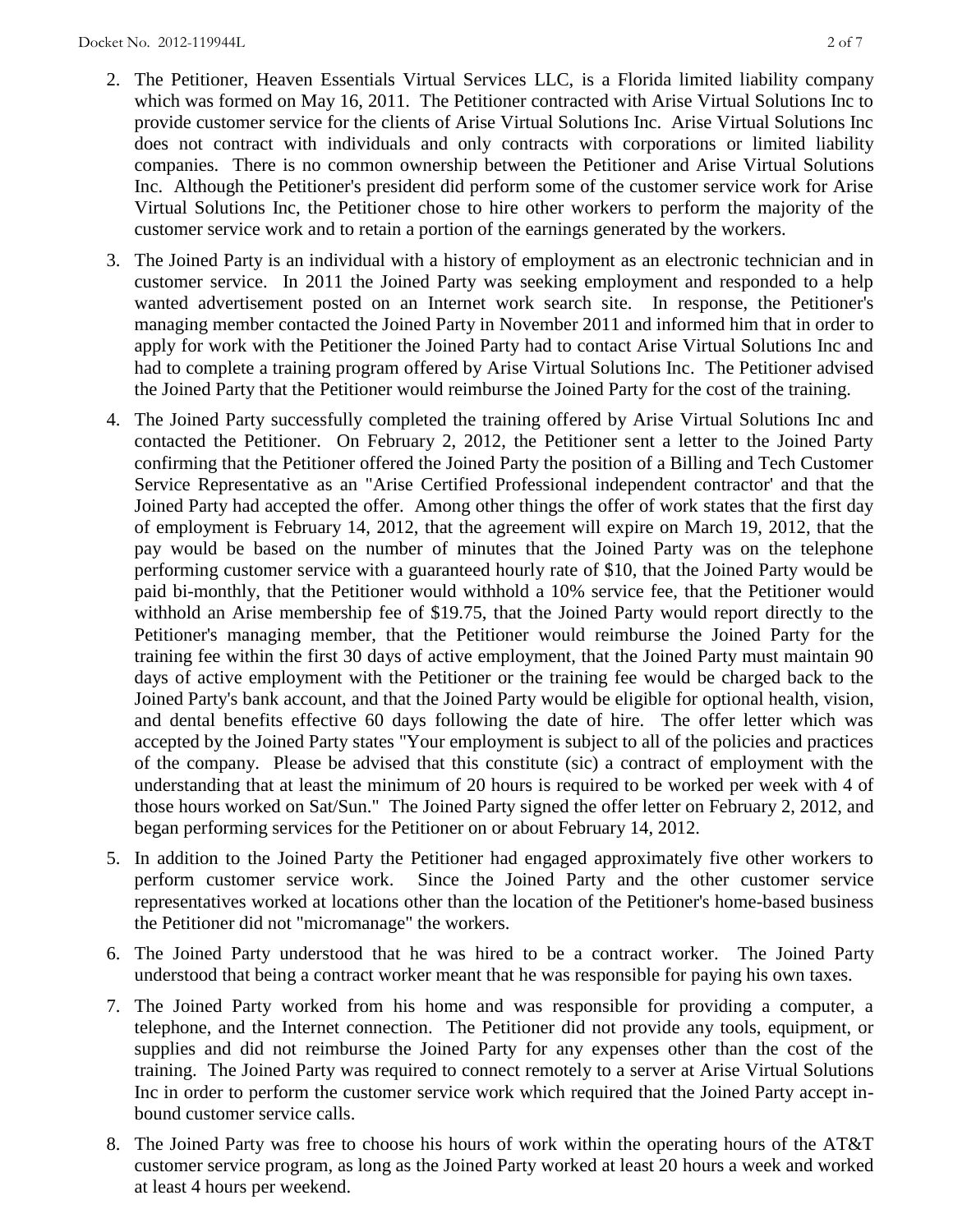2. The Petitioner, Heaven Essentials Virtual Services LLC, is a Florida limited liability company which was formed on May 16, 2011. The Petitioner contracted with Arise Virtual Solutions Inc to provide customer service for the clients of Arise Virtual Solutions Inc. Arise Virtual Solutions Inc does not contract with individuals and only contracts with corporations or limited liability companies. There is no common ownership between the Petitioner and Arise Virtual Solutions Inc. Although the Petitioner's president did perform some of the customer service work for Arise Virtual Solutions Inc, the Petitioner chose to hire other workers to perform the majority of the customer service work and to retain a portion of the earnings generated by the workers.

3. The Joined Party is an individual with a history of employment as an electronic technician and in customer service. In 2011 the Joined Party was seeking employment and responded to a help wanted advertisement posted on an Internet work search site. In response, the Petitioner's managing member contacted the Joined Party in November 2011 and informed him that in order to apply for work with the Petitioner the Joined Party had to contact Arise Virtual Solutions Inc and had to complete a training program offered by Arise Virtual Solutions Inc. The Petitioner advised the Joined Party that the Petitioner would reimburse the Joined Party for the cost of the training.

4. The Joined Party successfully completed the training offered by Arise Virtual Solutions Inc and contacted the Petitioner. On February 2, 2012, the Petitioner sent a letter to the Joined Party confirming that the Petitioner offered the Joined Party the position of a Billing and Tech Customer Service Representative as an "Arise Certified Professional independent contractor' and that the Joined Party had accepted the offer. Among other things the offer of work states that the first day of employment is February 14, 2012, that the agreement will expire on March 19, 2012, that the pay would be based on the number of minutes that the Joined Party was on the telephone performing customer service with a guaranteed hourly rate of $10, that the Joined Party would be paid bi-monthly, that the Petitioner would withhold a 10% service fee, that the Petitioner would withhold an Arise membership fee of $19.75, that the Joined Party would report directly to the Petitioner's managing member, that the Petitioner would reimburse the Joined Party for the training fee within the first 30 days of active employment, that the Joined Party must maintain 90 days of active employment with the Petitioner or the training fee would be charged back to the Joined Party's bank account, and that the Joined Party would be eligible for optional health, vision, and dental benefits effective 60 days following the date of hire. The offer letter which was accepted by the Joined Party states "Your employment is subject to all of the policies and practices of the company. Please be advised that this constitute (sic) a contract of employment with the understanding that at least the minimum of 20 hours is required to be worked per week with 4 of those hours worked on Sat/Sun." The Joined Party signed the offer letter on February 2, 2012, and began performing services for the Petitioner on or about February 14, 2012.

5. In addition to the Joined Party the Petitioner had engaged approximately five other workers to perform customer service work. Since the Joined Party and the other customer service representatives worked at locations other than the location of the Petitioner's home-based business the Petitioner did not "micromanage" the workers.

6. The Joined Party understood that he was hired to be a contract worker. The Joined Party understood that being a contract worker meant that he was responsible for paying his own taxes.

7. The Joined Party worked from his home and was responsible for providing a computer, a telephone, and the Internet connection. The Petitioner did not provide any tools, equipment, or supplies and did not reimburse the Joined Party for any expenses other than the cost of the training. The Joined Party was required to connect remotely to a server at Arise Virtual Solutions Inc in order to perform the customer service work which required that the Joined Party accept in-bound customer service calls.

8. The Joined Party was free to choose his hours of work within the operating hours of the AT&T customer service program, as long as the Joined Party worked at least 20 hours a week and worked at least 4 hours per weekend.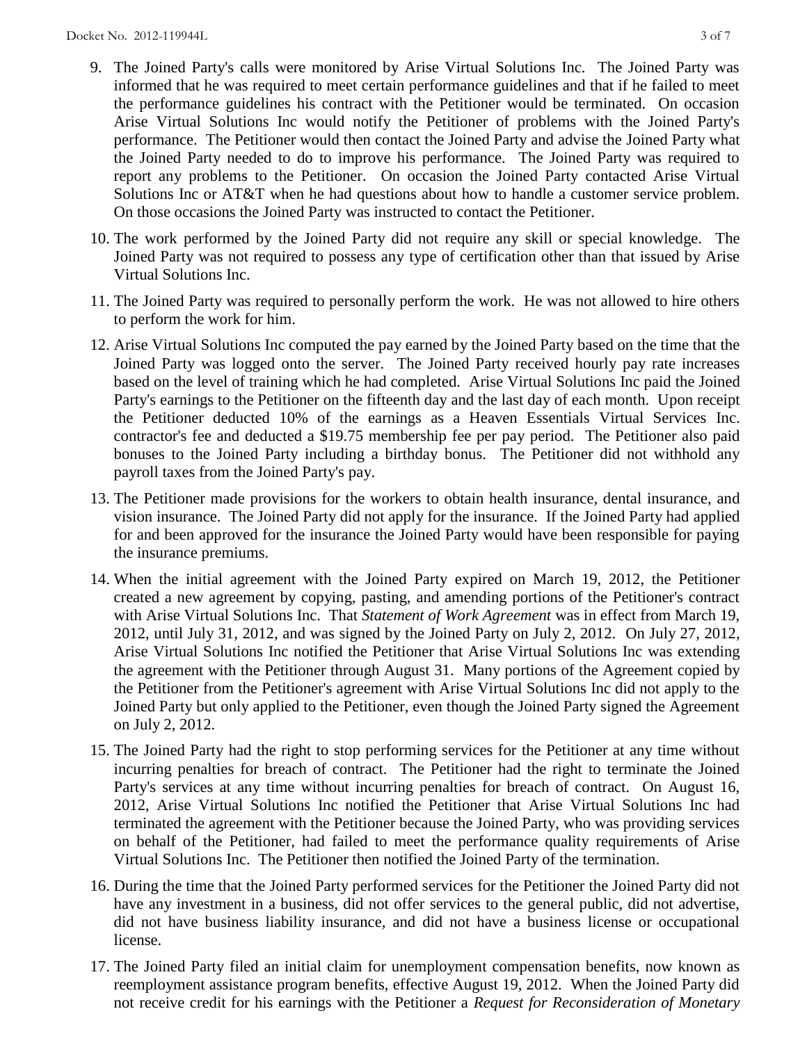9. The Joined Party's calls were monitored by Arise Virtual Solutions Inc. The Joined Party was informed that he was required to meet certain performance guidelines and that if he failed to meet the performance guidelines his contract with the Petitioner would be terminated. On occasion Arise Virtual Solutions Inc would notify the Petitioner of problems with the Joined Party's performance. The Petitioner would then contact the Joined Party and advise the Joined Party what the Joined Party needed to do to improve his performance. The Joined Party was required to report any problems to the Petitioner. On occasion the Joined Party contacted Arise Virtual Solutions Inc or AT&T when he had questions about how to handle a customer service problem. On those occasions the Joined Party was instructed to contact the Petitioner.

10. The work performed by the Joined Party did not require any skill or special knowledge. The Joined Party was not required to possess any type of certification other than that issued by Arise Virtual Solutions Inc.

11. The Joined Party was required to personally perform the work. He was not allowed to hire others to perform the work for him.

12. Arise Virtual Solutions Inc computed the pay earned by the Joined Party based on the time that the Joined Party was logged onto the server. The Joined Party received hourly pay rate increases based on the level of training which he had completed. Arise Virtual Solutions Inc paid the Joined Party's earnings to the Petitioner on the fifteenth day and the last day of each month. Upon receipt the Petitioner deducted 10% of the earnings as a Heaven Essentials Virtual Services Inc. contractor's fee and deducted a $19.75 membership fee per pay period. The Petitioner also paid bonuses to the Joined Party including a birthday bonus. The Petitioner did not withhold any payroll taxes from the Joined Party's pay.

13. The Petitioner made provisions for the workers to obtain health insurance, dental insurance, and vision insurance. The Joined Party did not apply for the insurance. If the Joined Party had applied for and been approved for the insurance the Joined Party would have been responsible for paying the insurance premiums.

14. When the initial agreement with the Joined Party expired on March 19, 2012, the Petitioner created a new agreement by copying, pasting, and amending portions of the Petitioner's contract with Arise Virtual Solutions Inc. That *Statement of Work Agreement* was in effect from March 19, 2012, until July 31, 2012, and was signed by the Joined Party on July 2, 2012. On July 27, 2012, Arise Virtual Solutions Inc notified the Petitioner that Arise Virtual Solutions Inc was extending the agreement with the Petitioner through August 31. Many portions of the Agreement copied by the Petitioner from the Petitioner's agreement with Arise Virtual Solutions Inc did not apply to the Joined Party but only applied to the Petitioner, even though the Joined Party signed the Agreement on July 2, 2012.

15. The Joined Party had the right to stop performing services for the Petitioner at any time without incurring penalties for breach of contract. The Petitioner had the right to terminate the Joined Party's services at any time without incurring penalties for breach of contract. On August 16, 2012, Arise Virtual Solutions Inc notified the Petitioner that Arise Virtual Solutions Inc had terminated the agreement with the Petitioner because the Joined Party, who was providing services on behalf of the Petitioner, had failed to meet the performance quality requirements of Arise Virtual Solutions Inc. The Petitioner then notified the Joined Party of the termination.

16. During the time that the Joined Party performed services for the Petitioner the Joined Party did not have any investment in a business, did not offer services to the general public, did not advertise, did not have business liability insurance, and did not have a business license or occupational license.

17. The Joined Party filed an initial claim for unemployment compensation benefits, now known as reemployment assistance program benefits, effective August 19, 2012. When the Joined Party did not receive credit for his earnings with the Petitioner a *Request for Reconsideration of Monetary*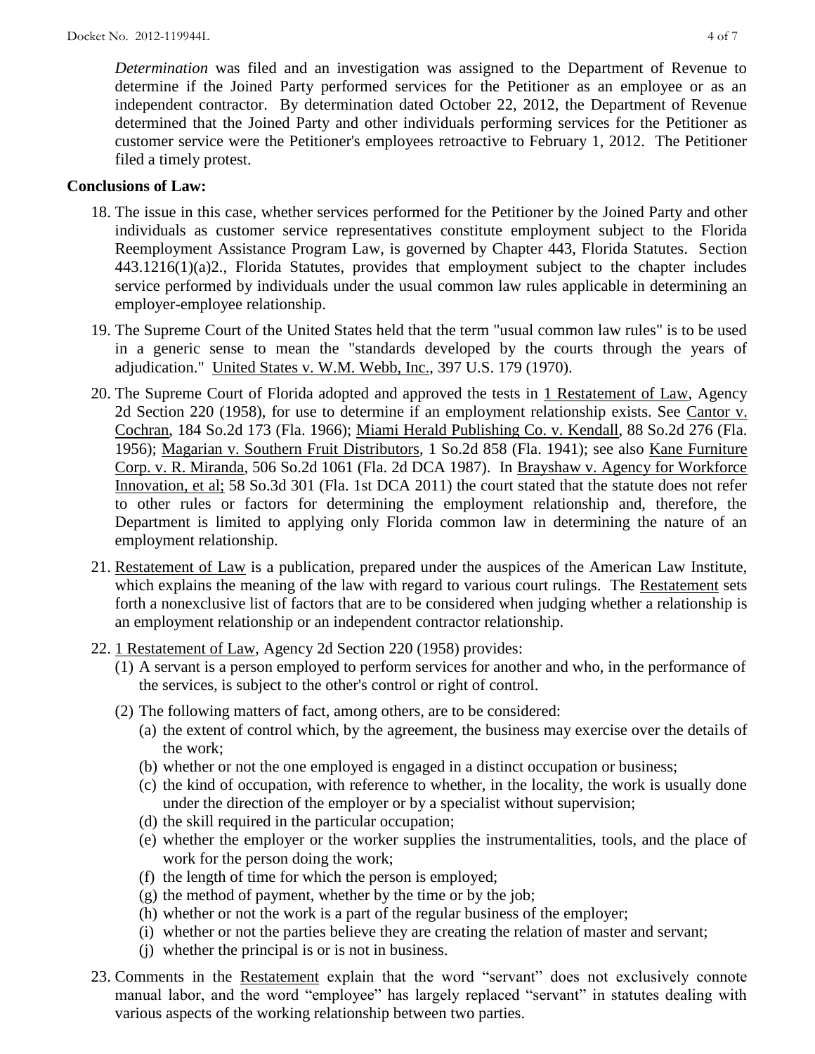*Determination* was filed and an investigation was assigned to the Department of Revenue to determine if the Joined Party performed services for the Petitioner as an employee or as an independent contractor. By determination dated October 22, 2012, the Department of Revenue determined that the Joined Party and other individuals performing services for the Petitioner as customer service were the Petitioner's employees retroactive to February 1, 2012. The Petitioner filed a timely protest.

**Conclusions of Law:**

18. The issue in this case, whether services performed for the Petitioner by the Joined Party and other individuals as customer service representatives constitute employment subject to the Florida Reemployment Assistance Program Law, is governed by Chapter 443, Florida Statutes. Section 443.1216(1)(a)2., Florida Statutes, provides that employment subject to the chapter includes service performed by individuals under the usual common law rules applicable in determining an employer-employee relationship.

19. The Supreme Court of the United States held that the term "usual common law rules" is to be used in a generic sense to mean the "standards developed by the courts through the years of adjudication." United States v. W.M. Webb, Inc., 397 U.S. 179 (1970).

20. The Supreme Court of Florida adopted and approved the tests in 1 Restatement of Law, Agency 2d Section 220 (1958), for use to determine if an employment relationship exists. See Cantor v. Cochran, 184 So.2d 173 (Fla. 1966); Miami Herald Publishing Co. v. Kendall, 88 So.2d 276 (Fla. 1956); Magarian v. Southern Fruit Distributors, 1 So.2d 858 (Fla. 1941); see also Kane Furniture Corp. v. R. Miranda, 506 So.2d 1061 (Fla. 2d DCA 1987). In Brayshaw v. Agency for Workforce Innovation, et al; 58 So.3d 301 (Fla. 1st DCA 2011) the court stated that the statute does not refer to other rules or factors for determining the employment relationship and, therefore, the Department is limited to applying only Florida common law in determining the nature of an employment relationship.

21. Restatement of Law is a publication, prepared under the auspices of the American Law Institute, which explains the meaning of the law with regard to various court rulings. The Restatement sets forth a nonexclusive list of factors that are to be considered when judging whether a relationship is an employment relationship or an independent contractor relationship.

22. 1 Restatement of Law, Agency 2d Section 220 (1958) provides:
    (1) A servant is a person employed to perform services for another and who, in the performance of the services, is subject to the other's control or right of control.
    (2) The following matters of fact, among others, are to be considered:
        (a) the extent of control which, by the agreement, the business may exercise over the details of the work;
        (b) whether or not the one employed is engaged in a distinct occupation or business;
        (c) the kind of occupation, with reference to whether, in the locality, the work is usually done under the direction of the employer or by a specialist without supervision;
        (d) the skill required in the particular occupation;
        (e) whether the employer or the worker supplies the instrumentalities, tools, and the place of work for the person doing the work;
        (f) the length of time for which the person is employed;
        (g) the method of payment, whether by the time or by the job;
        (h) whether or not the work is a part of the regular business of the employer;
        (i) whether or not the parties believe they are creating the relation of master and servant;
        (j) whether the principal is or is not in business.

23. Comments in the Restatement explain that the word "servant" does not exclusively connote manual labor, and the word "employee" has largely replaced "servant" in statutes dealing with various aspects of the working relationship between two parties.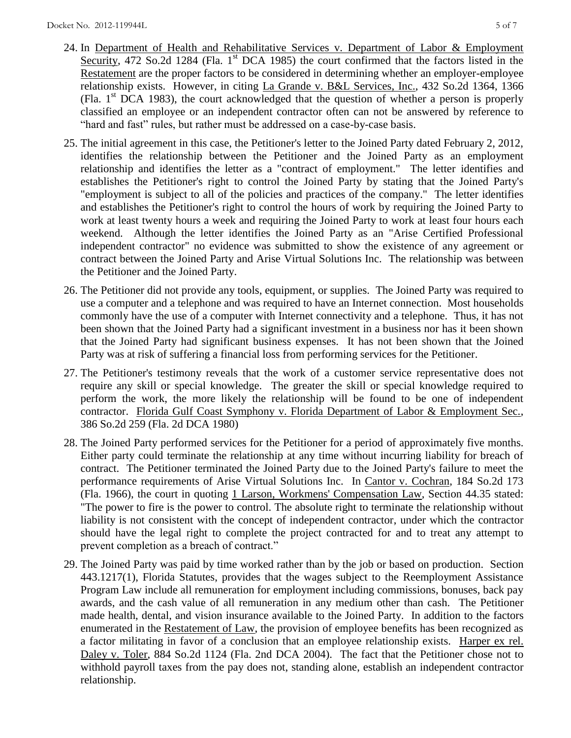24. In Department of Health and Rehabilitative Services v. Department of Labor & Employment Security, 472 So.2d 1284 (Fla. 1st DCA 1985) the court confirmed that the factors listed in the Restatement are the proper factors to be considered in determining whether an employer-employee relationship exists. However, in citing La Grande v. B&L Services, Inc., 432 So.2d 1364, 1366 (Fla. 1st DCA 1983), the court acknowledged that the question of whether a person is properly classified an employee or an independent contractor often can not be answered by reference to "hard and fast" rules, but rather must be addressed on a case-by-case basis.

25. The initial agreement in this case, the Petitioner's letter to the Joined Party dated February 2, 2012, identifies the relationship between the Petitioner and the Joined Party as an employment relationship and identifies the letter as a "contract of employment." The letter identifies and establishes the Petitioner's right to control the Joined Party by stating that the Joined Party's "employment is subject to all of the policies and practices of the company." The letter identifies and establishes the Petitioner's right to control the hours of work by requiring the Joined Party to work at least twenty hours a week and requiring the Joined Party to work at least four hours each weekend. Although the letter identifies the Joined Party as an "Arise Certified Professional independent contractor" no evidence was submitted to show the existence of any agreement or contract between the Joined Party and Arise Virtual Solutions Inc. The relationship was between the Petitioner and the Joined Party.

26. The Petitioner did not provide any tools, equipment, or supplies. The Joined Party was required to use a computer and a telephone and was required to have an Internet connection. Most households commonly have the use of a computer with Internet connectivity and a telephone. Thus, it has not been shown that the Joined Party had a significant investment in a business nor has it been shown that the Joined Party had significant business expenses. It has not been shown that the Joined Party was at risk of suffering a financial loss from performing services for the Petitioner.

27. The Petitioner's testimony reveals that the work of a customer service representative does not require any skill or special knowledge. The greater the skill or special knowledge required to perform the work, the more likely the relationship will be found to be one of independent contractor. Florida Gulf Coast Symphony v. Florida Department of Labor & Employment Sec., 386 So.2d 259 (Fla. 2d DCA 1980)

28. The Joined Party performed services for the Petitioner for a period of approximately five months. Either party could terminate the relationship at any time without incurring liability for breach of contract. The Petitioner terminated the Joined Party due to the Joined Party's failure to meet the performance requirements of Arise Virtual Solutions Inc. In Cantor v. Cochran, 184 So.2d 173 (Fla. 1966), the court in quoting 1 Larson, Workmens' Compensation Law, Section 44.35 stated: "The power to fire is the power to control. The absolute right to terminate the relationship without liability is not consistent with the concept of independent contractor, under which the contractor should have the legal right to complete the project contracted for and to treat any attempt to prevent completion as a breach of contract."

29. The Joined Party was paid by time worked rather than by the job or based on production. Section 443.1217(1), Florida Statutes, provides that the wages subject to the Reemployment Assistance Program Law include all remuneration for employment including commissions, bonuses, back pay awards, and the cash value of all remuneration in any medium other than cash. The Petitioner made health, dental, and vision insurance available to the Joined Party. In addition to the factors enumerated in the Restatement of Law, the provision of employee benefits has been recognized as a factor militating in favor of a conclusion that an employee relationship exists. Harper ex rel. Daley v. Toler, 884 So.2d 1124 (Fla. 2nd DCA 2004). The fact that the Petitioner chose not to withhold payroll taxes from the pay does not, standing alone, establish an independent contractor relationship.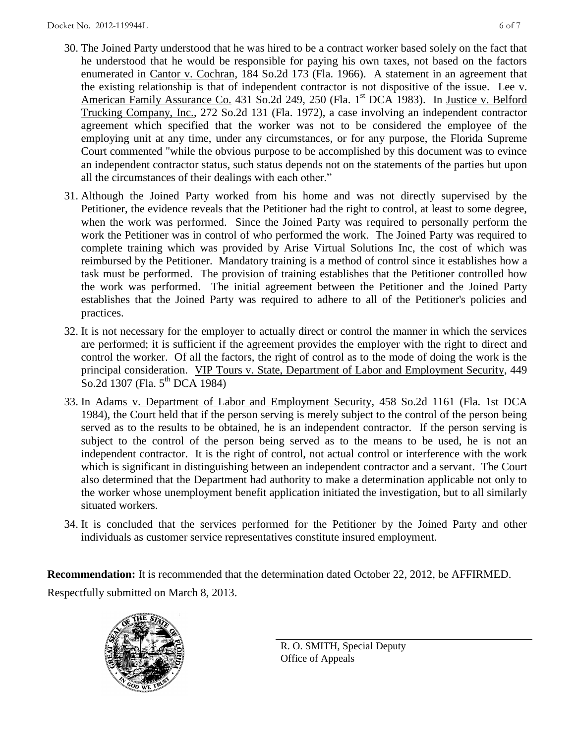30. The Joined Party understood that he was hired to be a contract worker based solely on the fact that he understood that he would be responsible for paying his own taxes, not based on the factors enumerated in Cantor v. Cochran, 184 So.2d 173 (Fla. 1966). A statement in an agreement that the existing relationship is that of independent contractor is not dispositive of the issue. Lee v. American Family Assurance Co. 431 So.2d 249, 250 (Fla. 1st DCA 1983). In Justice v. Belford Trucking Company, Inc., 272 So.2d 131 (Fla. 1972), a case involving an independent contractor agreement which specified that the worker was not to be considered the employee of the employing unit at any time, under any circumstances, or for any purpose, the Florida Supreme Court commented "while the obvious purpose to be accomplished by this document was to evince an independent contractor status, such status depends not on the statements of the parties but upon all the circumstances of their dealings with each other."

31. Although the Joined Party worked from his home and was not directly supervised by the Petitioner, the evidence reveals that the Petitioner had the right to control, at least to some degree, when the work was performed. Since the Joined Party was required to personally perform the work the Petitioner was in control of who performed the work. The Joined Party was required to complete training which was provided by Arise Virtual Solutions Inc, the cost of which was reimbursed by the Petitioner. Mandatory training is a method of control since it establishes how a task must be performed. The provision of training establishes that the Petitioner controlled how the work was performed. The initial agreement between the Petitioner and the Joined Party establishes that the Joined Party was required to adhere to all of the Petitioner's policies and practices.

32. It is not necessary for the employer to actually direct or control the manner in which the services are performed; it is sufficient if the agreement provides the employer with the right to direct and control the worker. Of all the factors, the right of control as to the mode of doing the work is the principal consideration. VIP Tours v. State, Department of Labor and Employment Security, 449 So.2d 1307 (Fla. 5th DCA 1984)

33. In Adams v. Department of Labor and Employment Security, 458 So.2d 1161 (Fla. 1st DCA 1984), the Court held that if the person serving is merely subject to the control of the person being served as to the results to be obtained, he is an independent contractor. If the person serving is subject to the control of the person being served as to the means to be used, he is not an independent contractor. It is the right of control, not actual control or interference with the work which is significant in distinguishing between an independent contractor and a servant. The Court also determined that the Department had authority to make a determination applicable not only to the worker whose unemployment benefit application initiated the investigation, but to all similarly situated workers.

34. It is concluded that the services performed for the Petitioner by the Joined Party and other individuals as customer service representatives constitute insured employment.

**Recommendation:** It is recommended that the determination dated October 22, 2012, be AFFIRMED.

Respectfully submitted on March 8, 2013.

R. O. SMITH, Special Deputy
Office of Appeals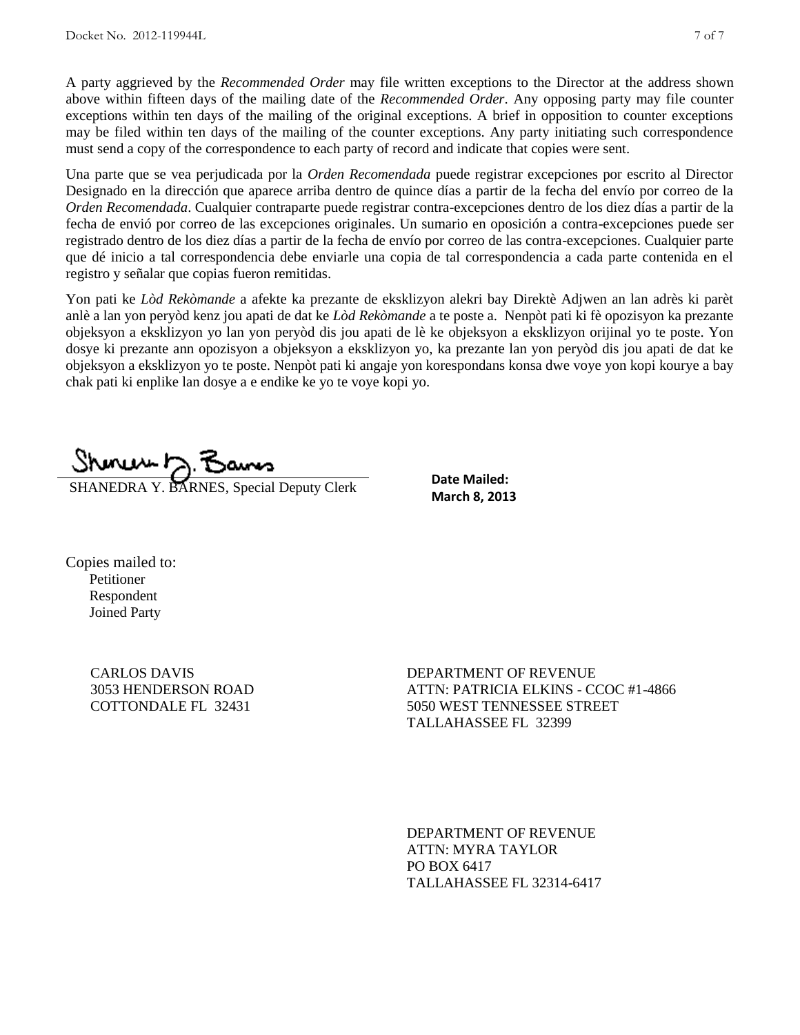A party aggrieved by the *Recommended Order* may file written exceptions to the Director at the address shown above within fifteen days of the mailing date of the *Recommended Order*. Any opposing party may file counter exceptions within ten days of the mailing of the original exceptions. A brief in opposition to counter exceptions may be filed within ten days of the mailing of the counter exceptions. Any party initiating such correspondence must send a copy of the correspondence to each party of record and indicate that copies were sent.

Una parte que se vea perjudicada por la *Orden Recomendada* puede registrar excepciones por escrito al Director Designado en la dirección que aparece arriba dentro de quince días a partir de la fecha del envío por correo de la *Orden Recomendada*. Cualquier contraparte puede registrar contra-excepciones dentro de los diez días a partir de la fecha de envió por correo de las excepciones originales. Un sumario en oposición a contra-excepciones puede ser registrado dentro de los diez días a partir de la fecha de envío por correo de las contra-excepciones. Cualquier parte que dé inicio a tal correspondencia debe enviarle una copia de tal correspondencia a cada parte contenida en el registro y señalar que copias fueron remitidas.

Yon pati ke *Lòd Rekòmande* a afekte ka prezante de eksklizyon alekri bay Direktè Adjwen an lan adrès ki parèt anlè a lan yon peryòd kenz jou apati de dat ke *Lòd Rekòmande* a te poste a. Nenpòt pati ki fè opozisyon ka prezante objeksyon a eksklizyon yo lan yon peryòd dis jou apati de lè ke objeksyon a eksklizyon orijinal yo te poste. Yon dosye ki prezante ann opozisyon a objeksyon a eksklizyon yo, ka prezante lan yon peryòd dis jou apati de dat ke objeksyon a eksklizyon yo te poste. Nenpòt pati ki angaje yon korespondans konsa dwe voye yon kopi kourye a bay chak pati ki enplike lan dosye a e endike ke yo te voye kopi yo.

SHANEDRA Y. BARNES, Special Deputy Clerk

**Date Mailed:**
**March 8, 2013**

Copies mailed to:
Petitioner
Respondent
Joined Party

CARLOS DAVIS
3053 HENDERSON ROAD
COTTONDALE FL 32431

DEPARTMENT OF REVENUE
ATTN: PATRICIA ELKINS - CCOC #1-4866
5050 WEST TENNESSEE STREET
TALLAHASSEE FL 32399

DEPARTMENT OF REVENUE
ATTN: MYRA TAYLOR
PO BOX 6417
TALLAHASSEE FL 32314-6417